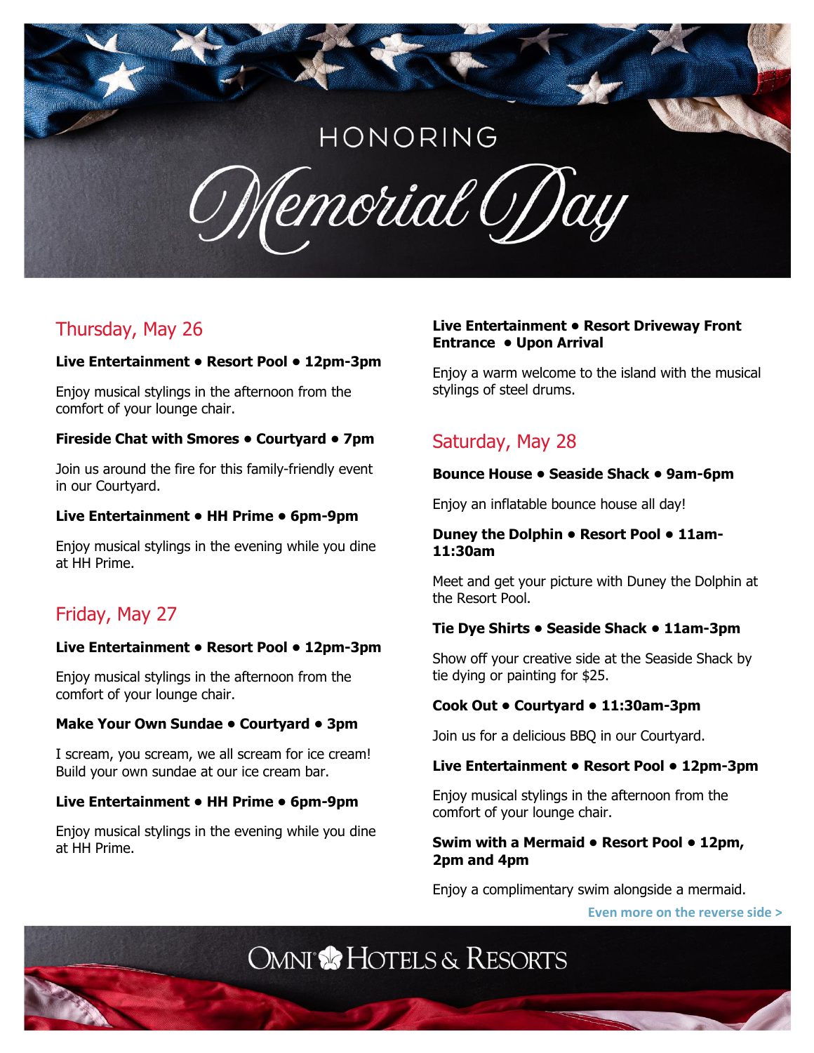# HONORING Memorial Day

## Thursday, May 26

**Live Entertainment • Resort Pool • 12pm-3pm**

Enjoy musical stylings in the afternoon from the comfort of your lounge chair.

**Fireside Chat with Smores • Courtyard • 7pm**

Join us around the fire for this family-friendly event in our Courtyard.

**Live Entertainment • HH Prime • 6pm-9pm**

Enjoy musical stylings in the evening while you dine at HH Prime.

## Friday, May 27

**Live Entertainment • Resort Pool • 12pm-3pm**

Enjoy musical stylings in the afternoon from the comfort of your lounge chair.

**Make Your Own Sundae • Courtyard • 3pm**

I scream, you scream, we all scream for ice cream! Build your own sundae at our ice cream bar.

**Live Entertainment • HH Prime • 6pm-9pm**

Enjoy musical stylings in the evening while you dine at HH Prime.

**Live Entertainment • Resort Driveway Front Entrance • Upon Arrival**

Enjoy a warm welcome to the island with the musical stylings of steel drums.

## Saturday, May 28

**Bounce House • Seaside Shack • 9am-6pm**

Enjoy an inflatable bounce house all day!

**Duney the Dolphin • Resort Pool • 11am-11:30am**

Meet and get your picture with Duney the Dolphin at the Resort Pool.

**Tie Dye Shirts • Seaside Shack • 11am-3pm**

Show off your creative side at the Seaside Shack by tie dying or painting for $25.

**Cook Out • Courtyard • 11:30am-3pm**

Join us for a delicious BBQ in our Courtyard.

**Live Entertainment • Resort Pool • 12pm-3pm**

Enjoy musical stylings in the afternoon from the comfort of your lounge chair.

**Swim with a Mermaid • Resort Pool • 12pm, 2pm and 4pm**

Enjoy a complimentary swim alongside a mermaid.

**Even more on the reverse side >**

OMNI HOTELS & RESORTS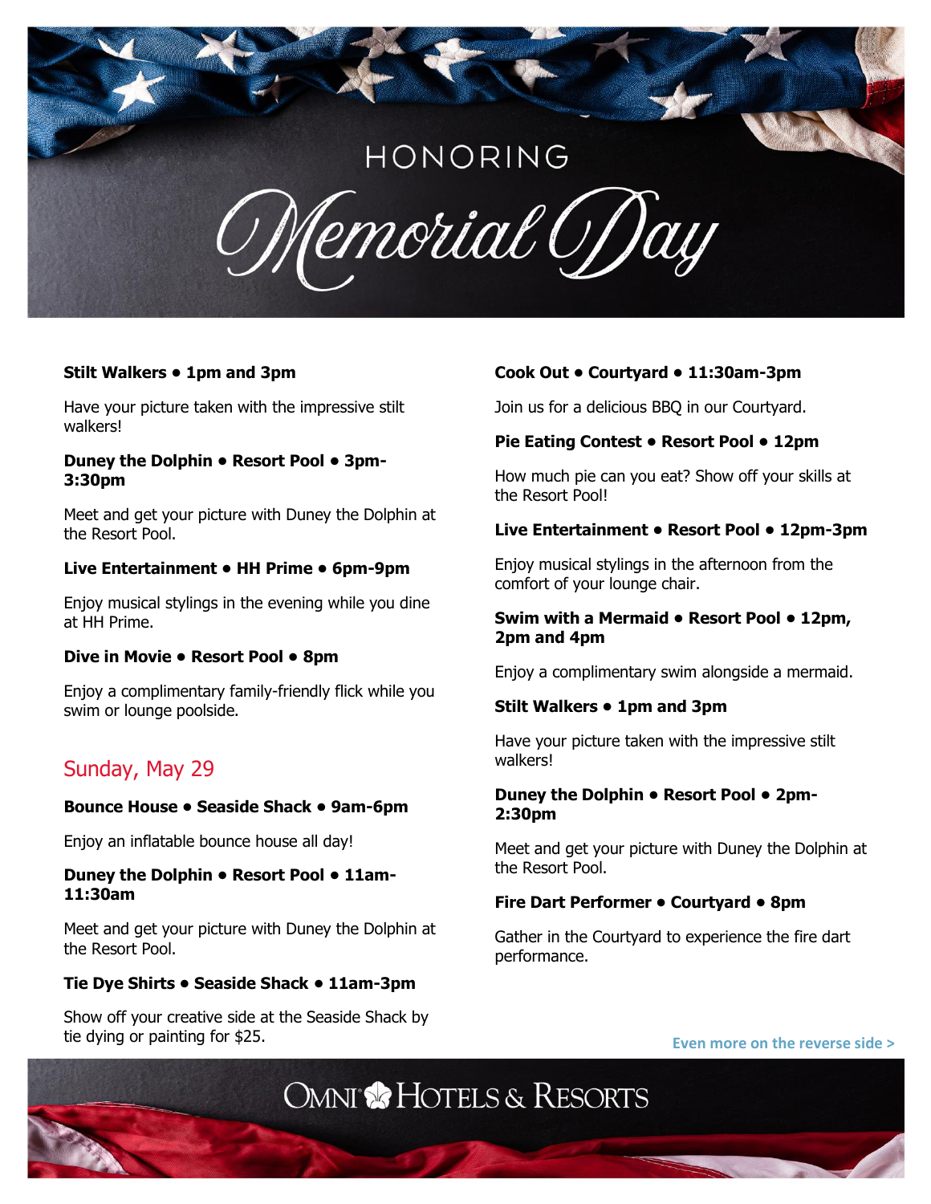HONORING

# Memorial Day

**Stilt Walkers • 1pm and 3pm**

Have your picture taken with the impressive stilt walkers!

**Duney the Dolphin • Resort Pool • 3pm-3:30pm**

Meet and get your picture with Duney the Dolphin at the Resort Pool.

**Live Entertainment • HH Prime • 6pm-9pm**

Enjoy musical stylings in the evening while you dine at HH Prime.

**Dive in Movie • Resort Pool • 8pm**

Enjoy a complimentary family-friendly flick while you swim or lounge poolside.

## Sunday, May 29

**Bounce House • Seaside Shack • 9am-6pm**

Enjoy an inflatable bounce house all day!

**Duney the Dolphin • Resort Pool • 11am-11:30am**

Meet and get your picture with Duney the Dolphin at the Resort Pool.

**Tie Dye Shirts • Seaside Shack • 11am-3pm**

Show off your creative side at the Seaside Shack by tie dying or painting for $25.

**Cook Out • Courtyard • 11:30am-3pm**

Join us for a delicious BBQ in our Courtyard.

**Pie Eating Contest • Resort Pool • 12pm**

How much pie can you eat? Show off your skills at the Resort Pool!

**Live Entertainment • Resort Pool • 12pm-3pm**

Enjoy musical stylings in the afternoon from the comfort of your lounge chair.

**Swim with a Mermaid • Resort Pool • 12pm, 2pm and 4pm**

Enjoy a complimentary swim alongside a mermaid.

**Stilt Walkers • 1pm and 3pm**

Have your picture taken with the impressive stilt walkers!

**Duney the Dolphin • Resort Pool • 2pm-2:30pm**

Meet and get your picture with Duney the Dolphin at the Resort Pool.

**Fire Dart Performer • Courtyard • 8pm**

Gather in the Courtyard to experience the fire dart performance.

Even more on the reverse side >

OMNI HOTELS & RESORTS